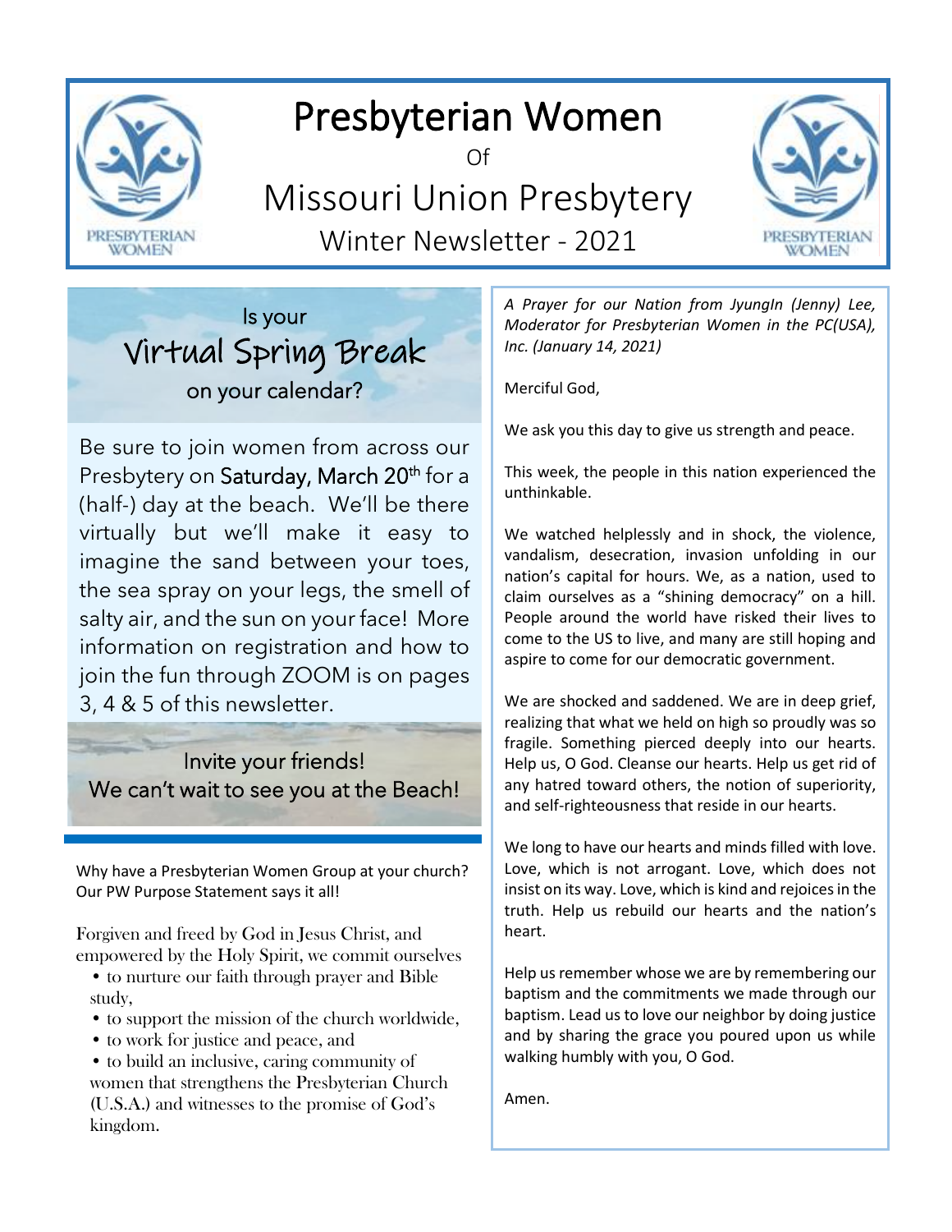# Presbyterian Women

Of

# Missouri Union Presbytery

## Winter Newsletter - 2021

## Is your Virtual Spring Break on your calendar?

Be sure to join women from across our Presbytery on **Saturday, March 20th** for a (half-) day at the beach. We'll be there virtually but we'll make it easy to imagine the sand between your toes, the sea spray on your legs, the smell of salty air, and the sun on your face! More information on registration and how to join the fun through ZOOM is on pages 3, 4 & 5 of this newsletter.

Invite your friends!
We can't wait to see you at the Beach!

---

Why have a Presbyterian Women Group at your church? Our PW Purpose Statement says it all!

Forgiven and freed by God in Jesus Christ, and empowered by the Holy Spirit, we commit ourselves

- to nurture our faith through prayer and Bible study,
- to support the mission of the church worldwide,
- to work for justice and peace, and
- to build an inclusive, caring community of women that strengthens the Presbyterian Church (U.S.A.) and witnesses to the promise of God's kingdom.

---

*A Prayer for our Nation from JyungIn (Jenny) Lee, Moderator for Presbyterian Women in the PC(USA), Inc. (January 14, 2021)*

Merciful God,

We ask you this day to give us strength and peace.

This week, the people in this nation experienced the unthinkable.

We watched helplessly and in shock, the violence, vandalism, desecration, invasion unfolding in our nation's capital for hours. We, as a nation, used to claim ourselves as a "shining democracy" on a hill. People around the world have risked their lives to come to the US to live, and many are still hoping and aspire to come for our democratic government.

We are shocked and saddened. We are in deep grief, realizing that what we held on high so proudly was so fragile. Something pierced deeply into our hearts. Help us, O God. Cleanse our hearts. Help us get rid of any hatred toward others, the notion of superiority, and self-righteousness that reside in our hearts.

We long to have our hearts and minds filled with love. Love, which is not arrogant. Love, which does not insist on its way. Love, which is kind and rejoices in the truth. Help us rebuild our hearts and the nation's heart.

Help us remember whose we are by remembering our baptism and the commitments we made through our baptism. Lead us to love our neighbor by doing justice and by sharing the grace you poured upon us while walking humbly with you, O God.

Amen.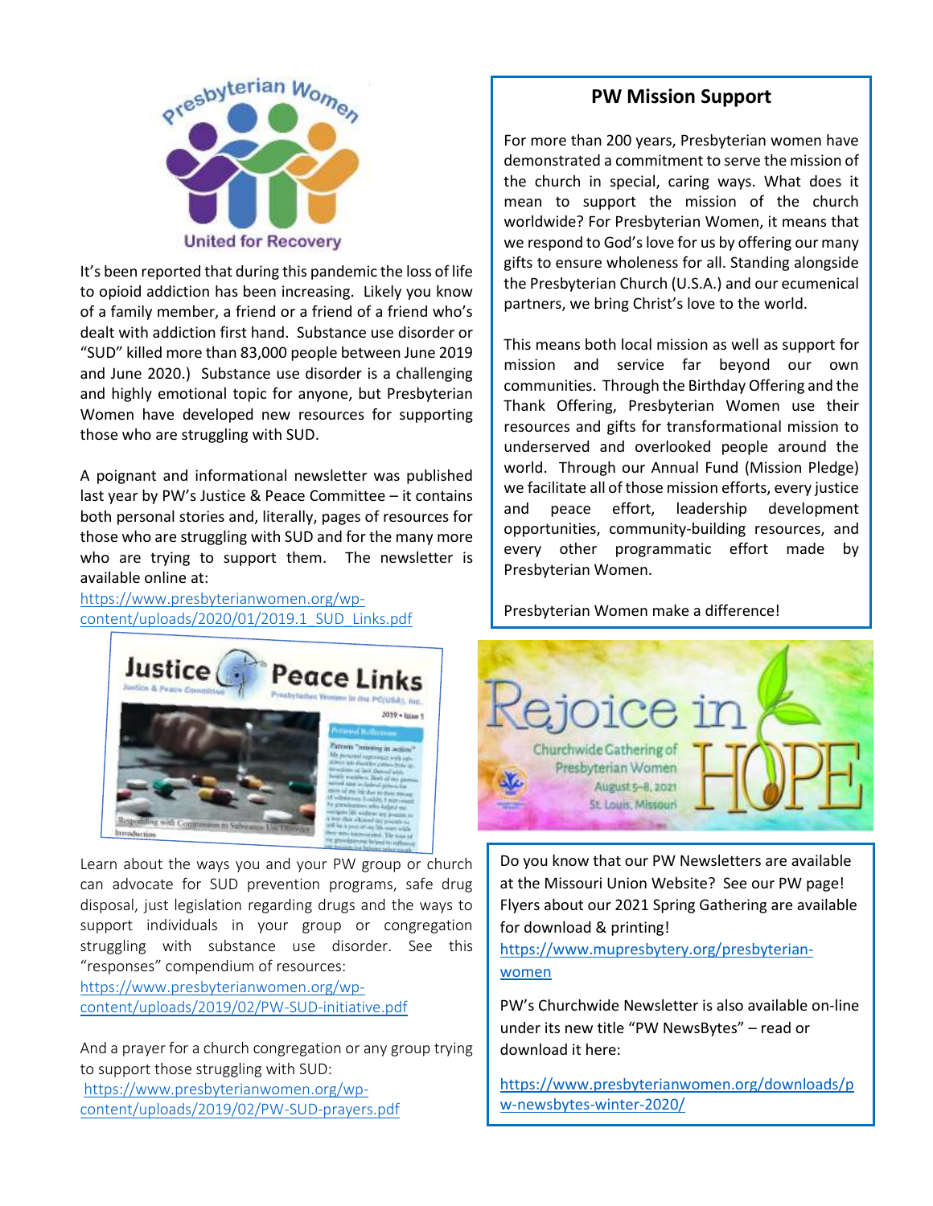It's been reported that during this pandemic the loss of life to opioid addiction has been increasing. Likely you know of a family member, a friend or a friend of a friend who's dealt with addiction first hand. Substance use disorder or "SUD" killed more than 83,000 people between June 2019 and June 2020.) Substance use disorder is a challenging and highly emotional topic for anyone, but Presbyterian Women have developed new resources for supporting those who are struggling with SUD.

A poignant and informational newsletter was published last year by PW's Justice & Peace Committee – it contains both personal stories and, literally, pages of resources for those who are struggling with SUD and for the many more who are trying to support them. The newsletter is available online at:
https://www.presbyterianwomen.org/wp-content/uploads/2020/01/2019.1_SUD_Links.pdf

Learn about the ways you and your PW group or church can advocate for SUD prevention programs, safe drug disposal, just legislation regarding drugs and the ways to support individuals in your group or congregation struggling with substance use disorder. See this "responses" compendium of resources:
https://www.presbyterianwomen.org/wp-content/uploads/2019/02/PW-SUD-initiative.pdf

And a prayer for a church congregation or any group trying to support those struggling with SUD:
https://www.presbyterianwomen.org/wp-content/uploads/2019/02/PW-SUD-prayers.pdf

## PW Mission Support

For more than 200 years, Presbyterian women have demonstrated a commitment to serve the mission of the church in special, caring ways. What does it mean to support the mission of the church worldwide? For Presbyterian Women, it means that we respond to God's love for us by offering our many gifts to ensure wholeness for all. Standing alongside the Presbyterian Church (U.S.A.) and our ecumenical partners, we bring Christ's love to the world.

This means both local mission as well as support for mission and service far beyond our own communities. Through the Birthday Offering and the Thank Offering, Presbyterian Women use their resources and gifts for transformational mission to underserved and overlooked people around the world. Through our Annual Fund (Mission Pledge) we facilitate all of those mission efforts, every justice and peace effort, leadership development opportunities, community-building resources, and every other programmatic effort made by Presbyterian Women.

Presbyterian Women make a difference!

Do you know that our PW Newsletters are available at the Missouri Union Website? See our PW page! Flyers about our 2021 Spring Gathering are available for download & printing!
https://www.mupresbytery.org/presbyterian-women

PW's Churchwide Newsletter is also available on-line under its new title "PW NewsBytes" – read or download it here:

https://www.presbyterianwomen.org/downloads/pw-newsbytes-winter-2020/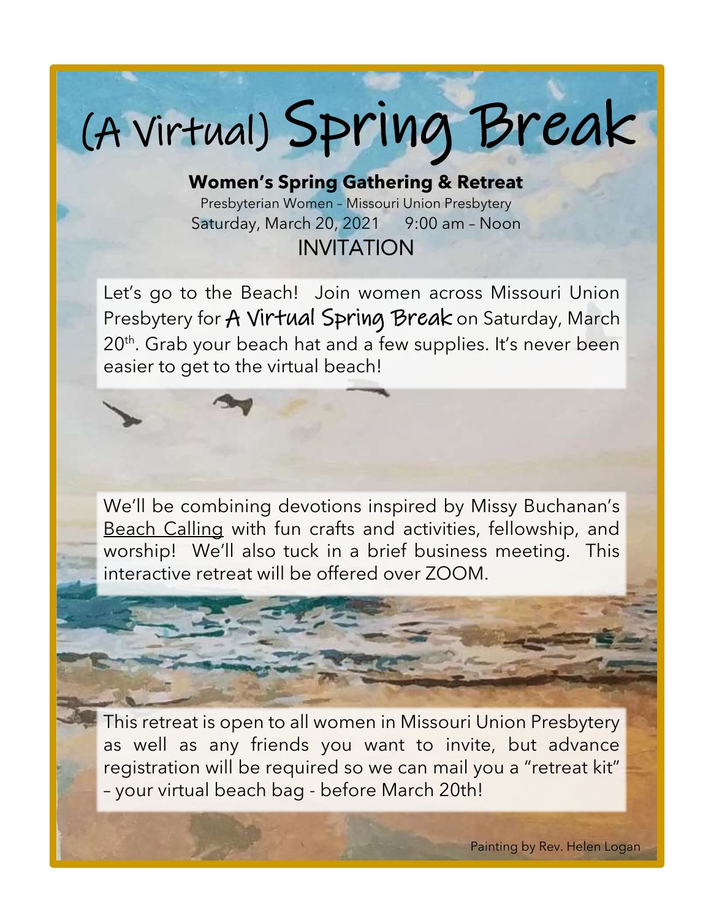# (A Virtual) Spring Break

**Women's Spring Gathering & Retreat**

Presbyterian Women – Missouri Union Presbytery

Saturday, March 20, 2021     9:00 am – Noon

INVITATION

Let's go to the Beach! Join women across Missouri Union Presbytery for A Virtual Spring Break on Saturday, March 20th. Grab your beach hat and a few supplies. It's never been easier to get to the virtual beach!

We'll be combining devotions inspired by Missy Buchanan's Beach Calling with fun crafts and activities, fellowship, and worship! We'll also tuck in a brief business meeting. This interactive retreat will be offered over ZOOM.

This retreat is open to all women in Missouri Union Presbytery as well as any friends you want to invite, but advance registration will be required so we can mail you a "retreat kit" – your virtual beach bag - before March 20th!

Painting by Rev. Helen Logan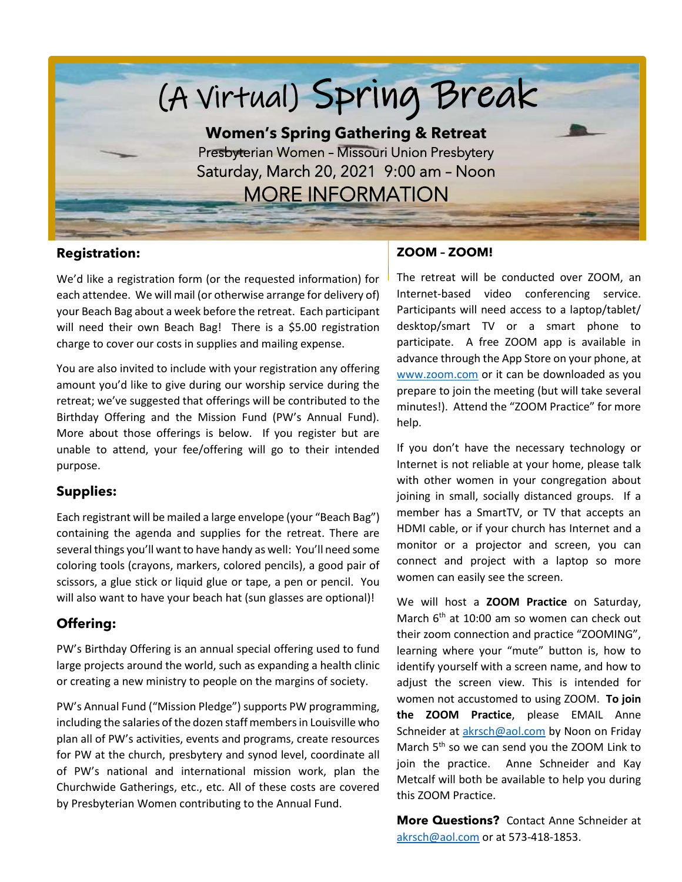# (A Virtual) Spring Break

**Women's Spring Gathering & Retreat**

Presbyterian Women – Missouri Union Presbytery

Saturday, March 20, 2021 9:00 am – Noon

MORE INFORMATION

## Registration:

We'd like a registration form (or the requested information) for each attendee. We will mail (or otherwise arrange for delivery of) your Beach Bag about a week before the retreat. Each participant will need their own Beach Bag! There is a $5.00 registration charge to cover our costs in supplies and mailing expense.

You are also invited to include with your registration any offering amount you'd like to give during our worship service during the retreat; we've suggested that offerings will be contributed to the Birthday Offering and the Mission Fund (PW's Annual Fund). More about those offerings is below. If you register but are unable to attend, your fee/offering will go to their intended purpose.

## Supplies:

Each registrant will be mailed a large envelope (your "Beach Bag") containing the agenda and supplies for the retreat. There are several things you'll want to have handy as well: You'll need some coloring tools (crayons, markers, colored pencils), a good pair of scissors, a glue stick or liquid glue or tape, a pen or pencil. You will also want to have your beach hat (sun glasses are optional)!

## Offering:

PW's Birthday Offering is an annual special offering used to fund large projects around the world, such as expanding a health clinic or creating a new ministry to people on the margins of society.

PW's Annual Fund ("Mission Pledge") supports PW programming, including the salaries of the dozen staff members in Louisville who plan all of PW's activities, events and programs, create resources for PW at the church, presbytery and synod level, coordinate all of PW's national and international mission work, plan the Churchwide Gatherings, etc., etc. All of these costs are covered by Presbyterian Women contributing to the Annual Fund.

## ZOOM – ZOOM!

The retreat will be conducted over ZOOM, an Internet-based video conferencing service. Participants will need access to a laptop/tablet/ desktop/smart TV or a smart phone to participate. A free ZOOM app is available in advance through the App Store on your phone, at www.zoom.com or it can be downloaded as you prepare to join the meeting (but will take several minutes!). Attend the "ZOOM Practice" for more help.

If you don't have the necessary technology or Internet is not reliable at your home, please talk with other women in your congregation about joining in small, socially distanced groups. If a member has a SmartTV, or TV that accepts an HDMI cable, or if your church has Internet and a monitor or a projector and screen, you can connect and project with a laptop so more women can easily see the screen.

We will host a **ZOOM Practice** on Saturday, March 6th at 10:00 am so women can check out their zoom connection and practice "ZOOMING", learning where your "mute" button is, how to identify yourself with a screen name, and how to adjust the screen view. This is intended for women not accustomed to using ZOOM. **To join the ZOOM Practice**, please EMAIL Anne Schneider at akrsch@aol.com by Noon on Friday March 5th so we can send you the ZOOM Link to join the practice. Anne Schneider and Kay Metcalf will both be available to help you during this ZOOM Practice.

**More Questions?** Contact Anne Schneider at akrsch@aol.com or at 573-418-1853.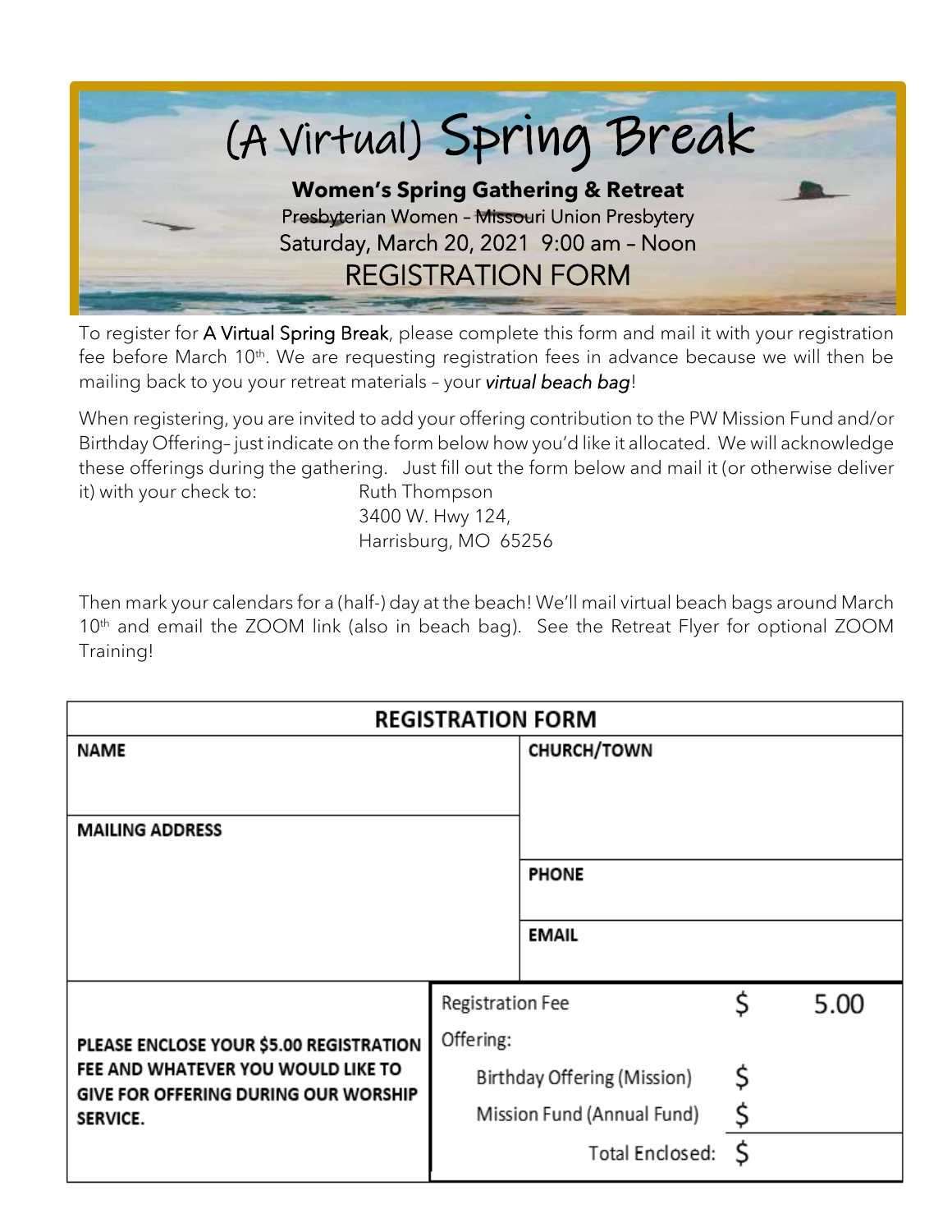# (A Virtual) Spring Break

**Women's Spring Gathering & Retreat**

Presbyterian Women – Missouri Union Presbytery

Saturday, March 20, 2021 9:00 am – Noon

## REGISTRATION FORM

To register for A Virtual Spring Break, please complete this form and mail it with your registration fee before March 10th. We are requesting registration fees in advance because we will then be mailing back to you your retreat materials – your *virtual beach bag*!

When registering, you are invited to add your offering contribution to the PW Mission Fund and/or Birthday Offering– just indicate on the form below how you'd like it allocated. We will acknowledge these offerings during the gathering. Just fill out the form below and mail it (or otherwise deliver it) with your check to:

Ruth Thompson
3400 W. Hwy 124,
Harrisburg, MO 65256

Then mark your calendars for a (half-) day at the beach! We'll mail virtual beach bags around March 10th and email the ZOOM link (also in beach bag). See the Retreat Flyer for optional ZOOM Training!

| REGISTRATION FORM | | |
|---|---|---|
| **NAME** | **CHURCH/TOWN** | |
| **MAILING ADDRESS** | **PHONE** | |
| | **EMAIL** | |
| **PLEASE ENCLOSE YOUR $5.00 REGISTRATION FEE AND WHATEVER YOU WOULD LIKE TO GIVE FOR OFFERING DURING OUR WORSHIP SERVICE.** | Registration Fee | $ 5.00 |
| | Offering: | |
| | Birthday Offering (Mission) | $ |
| | Mission Fund (Annual Fund) | $ |
| | Total Enclosed: | $ |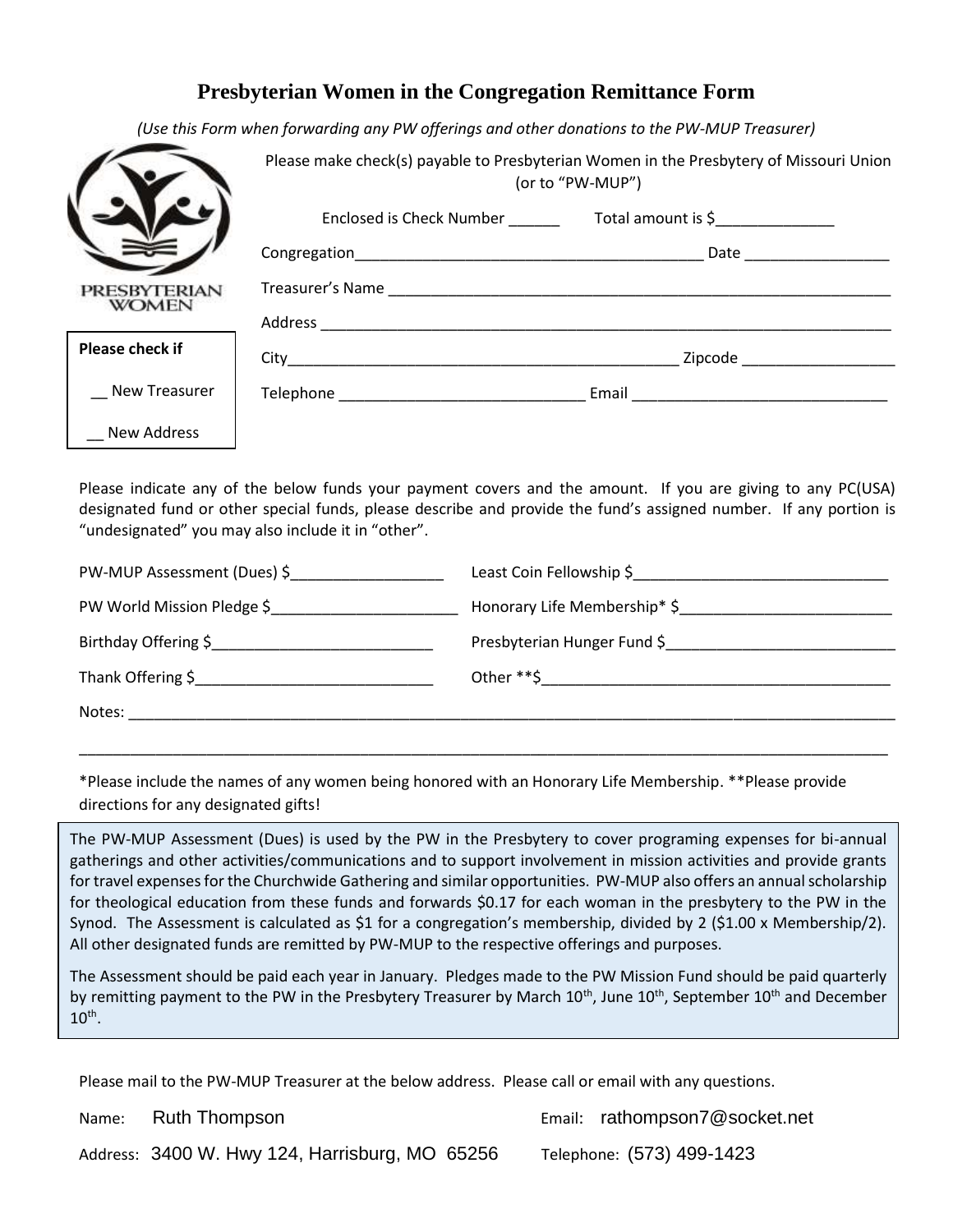# Presbyterian Women in the Congregation Remittance Form

*(Use this Form when forwarding any PW offerings and other donations to the PW-MUP Treasurer)*

Please make check(s) payable to Presbyterian Women in the Presbytery of Missouri Union (or to "PW-MUP")

Enclosed is Check Number ______ Total amount is $______________

Congregation_________________________________________ Date _________________

Treasurer's Name ____________________________________________________________

Address ____________________________________________________________________

City_______________________________________________ Zipcode __________________

Telephone _____________________________ Email ______________________________

PRESBYTERIAN WOMEN

**Please check if**

__ New Treasurer

__ New Address

Please indicate any of the below funds your payment covers and the amount. If you are giving to any PC(USA) designated fund or other special funds, please describe and provide the fund's assigned number. If any portion is "undesignated" you may also include it in "other".

PW-MUP Assessment (Dues) $__________________ Least Coin Fellowship $______________________________

PW World Mission Pledge $______________________ Honorary Life Membership* $_________________________

Birthday Offering $__________________________ Presbyterian Hunger Fund $___________________________

Thank Offering $____________________________ Other **$_________________________________________

Notes: ___________________________________________________________________________________________

__________________________________________________________________________________________________

*Please include the names of any women being honored with an Honorary Life Membership. **Please provide directions for any designated gifts!

The PW-MUP Assessment (Dues) is used by the PW in the Presbytery to cover programing expenses for bi-annual gatherings and other activities/communications and to support involvement in mission activities and provide grants for travel expenses for the Churchwide Gathering and similar opportunities. PW-MUP also offers an annual scholarship for theological education from these funds and forwards $0.17 for each woman in the presbytery to the PW in the Synod. The Assessment is calculated as $1 for a congregation's membership, divided by 2 ($1.00 x Membership/2). All other designated funds are remitted by PW-MUP to the respective offerings and purposes.

The Assessment should be paid each year in January. Pledges made to the PW Mission Fund should be paid quarterly by remitting payment to the PW in the Presbytery Treasurer by March 10th, June 10th, September 10th and December 10th.

Please mail to the PW-MUP Treasurer at the below address. Please call or email with any questions.

Name: Ruth Thompson

Email: rathompson7@socket.net

Address: 3400 W. Hwy 124, Harrisburg, MO 65256

Telephone: (573) 499-1423